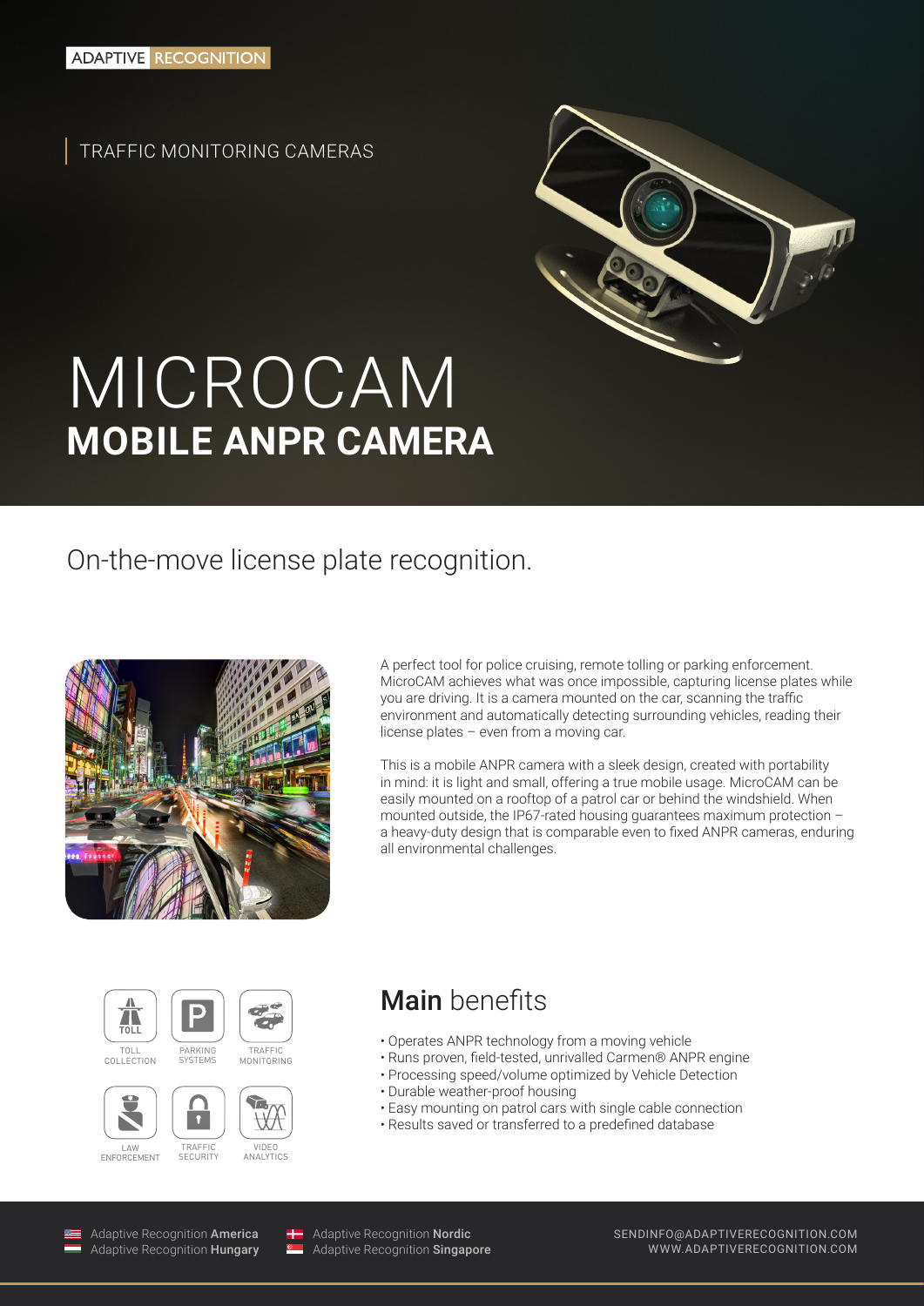ADAPTIVE RECOGNITION

TRAFFIC MONITORING CAMERAS

# MICROCAM
## MOBILE ANPR CAMERA

On-the-move license plate recognition.

A perfect tool for police cruising, remote tolling or parking enforcement. MicroCAM achieves what was once impossible, capturing license plates while you are driving. It is a camera mounted on the car, scanning the traffic environment and automatically detecting surrounding vehicles, reading their license plates – even from a moving car.

This is a mobile ANPR camera with a sleek design, created with portability in mind: it is light and small, offering a true mobile usage. MicroCAM can be easily mounted on a rooftop of a patrol car or behind the windshield. When mounted outside, the IP67-rated housing guarantees maximum protection – a heavy-duty design that is comparable even to fixed ANPR cameras, enduring all environmental challenges.

TOLL COLLECTION · PARKING SYSTEMS · TRAFFIC MONITORING · LAW ENFORCEMENT · TRAFFIC SECURITY · VIDEO ANALYTICS

## **Main** benefits

- Operates ANPR technology from a moving vehicle
- Runs proven, field-tested, unrivalled Carmen® ANPR engine
- Processing speed/volume optimized by Vehicle Detection
- Durable weather-proof housing
- Easy mounting on patrol cars with single cable connection
- Results saved or transferred to a predefined database

Adaptive Recognition **America**
Adaptive Recognition **Hungary**
Adaptive Recognition **Nordic**
Adaptive Recognition **Singapore**

SENDINFO@ADAPTIVERECOGNITION.COM
WWW.ADAPTIVERECOGNITION.COM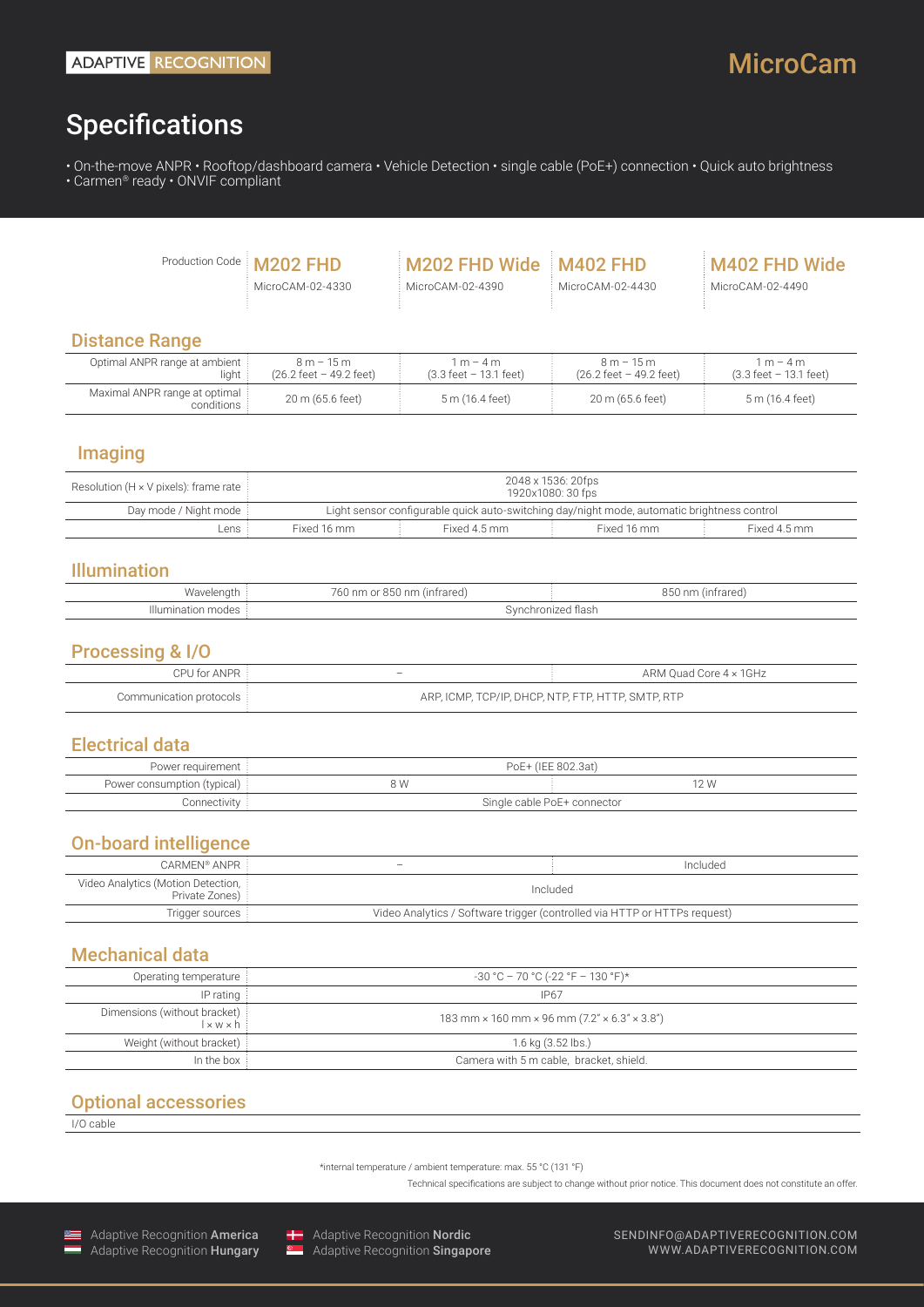ADAPTIVE RECOGNITION

# MicroCam

## Specifications

• On-the-move ANPR • Rooftop/dashboard camera • Vehicle Detection • single cable (PoE+) connection • Quick auto brightness • Carmen® ready • ONVIF compliant

| Production Code | M202 FHD | M202 FHD Wide | M402 FHD | M402 FHD Wide |
|---|---|---|---|---|
| | MicroCAM-02-4330 | MicroCAM-02-4390 | MicroCAM-02-4430 | MicroCAM-02-4490 |

### Distance Range

| | | | | |
|---|---|---|---|---|
| Optimal ANPR range at ambient light | 8 m – 15 m (26.2 feet – 49.2 feet) | 1 m – 4 m (3.3 feet – 13.1 feet) | 8 m – 15 m (26.2 feet – 49.2 feet) | 1 m – 4 m (3.3 feet – 13.1 feet) |
| Maximal ANPR range at optimal conditions | 20 m (65.6 feet) | 5 m (16.4 feet) | 20 m (65.6 feet) | 5 m (16.4 feet) |

### Imaging

| | | | | |
|---|---|---|---|---|
| Resolution (H × V pixels): frame rate | 2048 x 1536: 20fps<br>1920x1080: 30 fps | | | |
| Day mode / Night mode | Light sensor configurable quick auto-switching day/night mode, automatic brightness control | | | |
| Lens | Fixed 16 mm | Fixed 4.5 mm | Fixed 16 mm | Fixed 4.5 mm |

### Illumination

| | | |
|---|---|---|
| Wavelength | 760 nm or 850 nm (infrared) | 850 nm (infrared) |
| Illumination modes | Synchronized flash | |

### Processing & I/O

| | | |
|---|---|---|
| CPU for ANPR | – | ARM Quad Core 4 × 1GHz |
| Communication protocols | ARP, ICMP, TCP/IP, DHCP, NTP, FTP, HTTP, SMTP, RTP | |

### Electrical data

| | | |
|---|---|---|
| Power requirement | PoE+ (IEE 802.3at) | |
| Power consumption (typical) | 8 W | 12 W |
| Connectivity | Single cable PoE+ connector | |

### On-board intelligence

| | | |
|---|---|---|
| CARMEN® ANPR | – | Included |
| Video Analytics (Motion Detection, Private Zones) | Included | |
| Trigger sources | Video Analytics / Software trigger (controlled via HTTP or HTTPs request) | |

### Mechanical data

| | |
|---|---|
| Operating temperature | -30 °C – 70 °C (-22 °F – 130 °F)* |
| IP rating | IP67 |
| Dimensions (without bracket) l × w × h | 183 mm × 160 mm × 96 mm (7.2" × 6.3" × 3.8") |
| Weight (without bracket) | 1.6 kg (3.52 lbs.) |
| In the box | Camera with 5 m cable, bracket, shield. |

### Optional accessories

I/O cable

*internal temperature / ambient temperature: max. 55 °C (131 °F)

Technical specifications are subject to change without prior notice. This document does not constitute an offer.

Adaptive Recognition **America**
Adaptive Recognition **Hungary**
Adaptive Recognition **Nordic**
Adaptive Recognition **Singapore**

SENDINFO@ADAPTIVERECOGNITION.COM
WWW.ADAPTIVERECOGNITION.COM